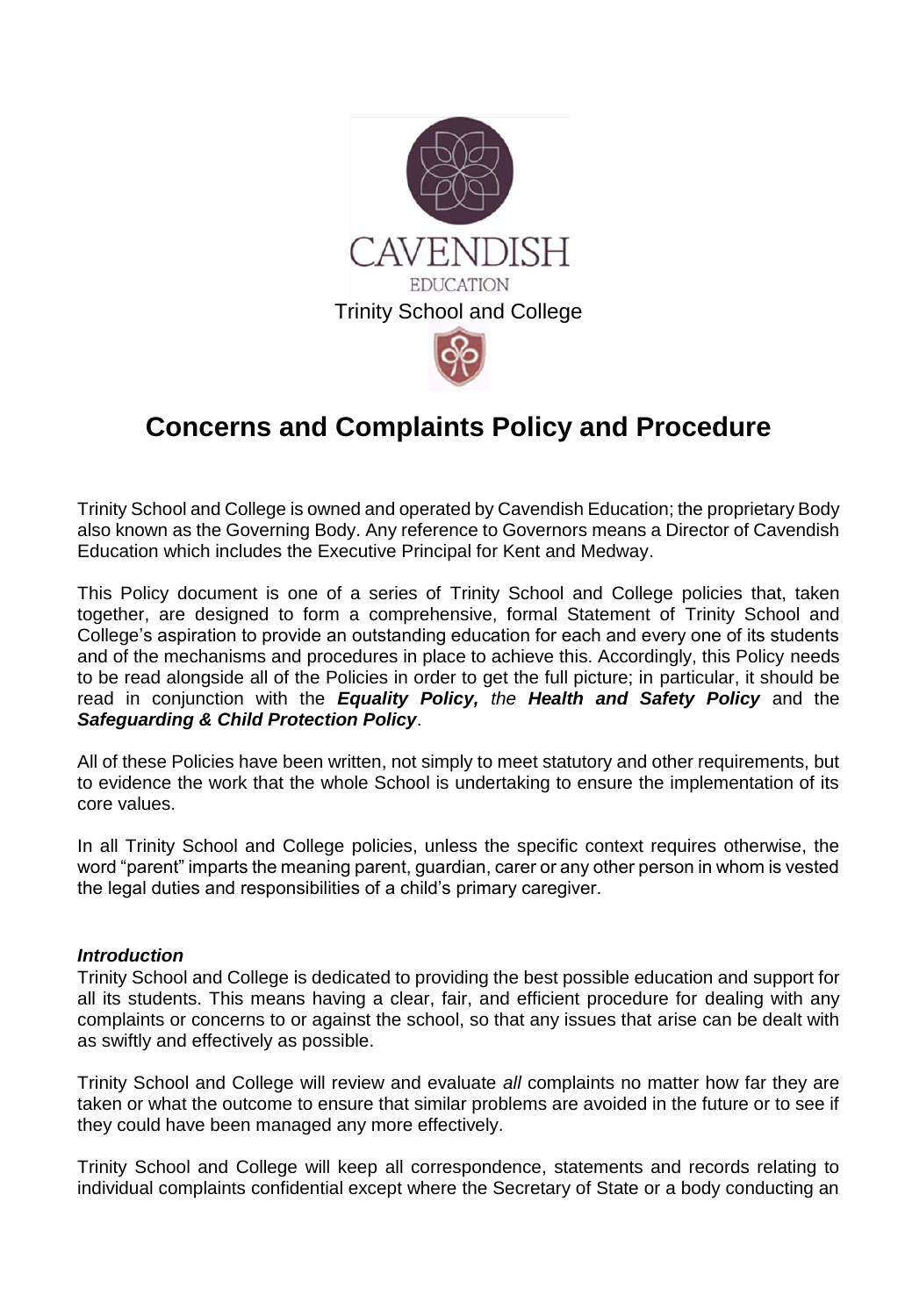CAVENDISH

EDUCATION

Trinity School and College

# Concerns and Complaints Policy and Procedure

Trinity School and College is owned and operated by Cavendish Education; the proprietary Body also known as the Governing Body. Any reference to Governors means a Director of Cavendish Education which includes the Executive Principal for Kent and Medway.

This Policy document is one of a series of Trinity School and College policies that, taken together, are designed to form a comprehensive, formal Statement of Trinity School and College's aspiration to provide an outstanding education for each and every one of its students and of the mechanisms and procedures in place to achieve this. Accordingly, this Policy needs to be read alongside all of the Policies in order to get the full picture; in particular, it should be read in conjunction with the ***Equality Policy,*** *the* ***Health and Safety Policy*** and the ***Safeguarding & Child Protection Policy***.

All of these Policies have been written, not simply to meet statutory and other requirements, but to evidence the work that the whole School is undertaking to ensure the implementation of its core values.

In all Trinity School and College policies, unless the specific context requires otherwise, the word "parent" imparts the meaning parent, guardian, carer or any other person in whom is vested the legal duties and responsibilities of a child's primary caregiver.

### *Introduction*

Trinity School and College is dedicated to providing the best possible education and support for all its students. This means having a clear, fair, and efficient procedure for dealing with any complaints or concerns to or against the school, so that any issues that arise can be dealt with as swiftly and effectively as possible.

Trinity School and College will review and evaluate *all* complaints no matter how far they are taken or what the outcome to ensure that similar problems are avoided in the future or to see if they could have been managed any more effectively.

Trinity School and College will keep all correspondence, statements and records relating to individual complaints confidential except where the Secretary of State or a body conducting an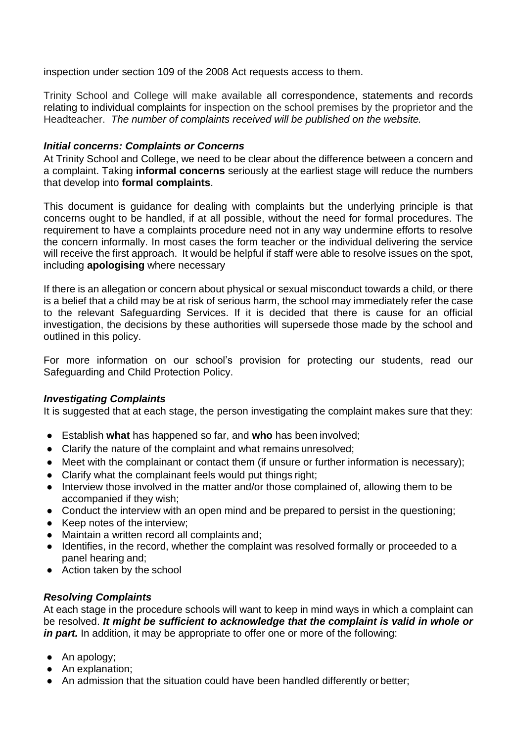inspection under section 109 of the 2008 Act requests access to them.

Trinity School and College will make available all correspondence, statements and records relating to individual complaints for inspection on the school premises by the proprietor and the Headteacher. *The number of complaints received will be published on the website.*

### *Initial concerns: Complaints or Concerns*

At Trinity School and College, we need to be clear about the difference between a concern and a complaint. Taking **informal concerns** seriously at the earliest stage will reduce the numbers that develop into **formal complaints**.

This document is guidance for dealing with complaints but the underlying principle is that concerns ought to be handled, if at all possible, without the need for formal procedures. The requirement to have a complaints procedure need not in any way undermine efforts to resolve the concern informally. In most cases the form teacher or the individual delivering the service will receive the first approach. It would be helpful if staff were able to resolve issues on the spot, including **apologising** where necessary

If there is an allegation or concern about physical or sexual misconduct towards a child, or there is a belief that a child may be at risk of serious harm, the school may immediately refer the case to the relevant Safeguarding Services. If it is decided that there is cause for an official investigation, the decisions by these authorities will supersede those made by the school and outlined in this policy.

For more information on our school's provision for protecting our students, read our Safeguarding and Child Protection Policy.

### *Investigating Complaints*

It is suggested that at each stage, the person investigating the complaint makes sure that they:

- Establish **what** has happened so far, and **who** has been involved;
- Clarify the nature of the complaint and what remains unresolved;
- Meet with the complainant or contact them (if unsure or further information is necessary);
- Clarify what the complainant feels would put things right;
- Interview those involved in the matter and/or those complained of, allowing them to be accompanied if they wish;
- Conduct the interview with an open mind and be prepared to persist in the questioning;
- Keep notes of the interview;
- Maintain a written record all complaints and;
- Identifies, in the record, whether the complaint was resolved formally or proceeded to a panel hearing and;
- Action taken by the school

### *Resolving Complaints*

At each stage in the procedure schools will want to keep in mind ways in which a complaint can be resolved. ***It might be sufficient to acknowledge that the complaint is valid in whole or in part.*** In addition, it may be appropriate to offer one or more of the following:

- An apology;
- An explanation;
- An admission that the situation could have been handled differently or better;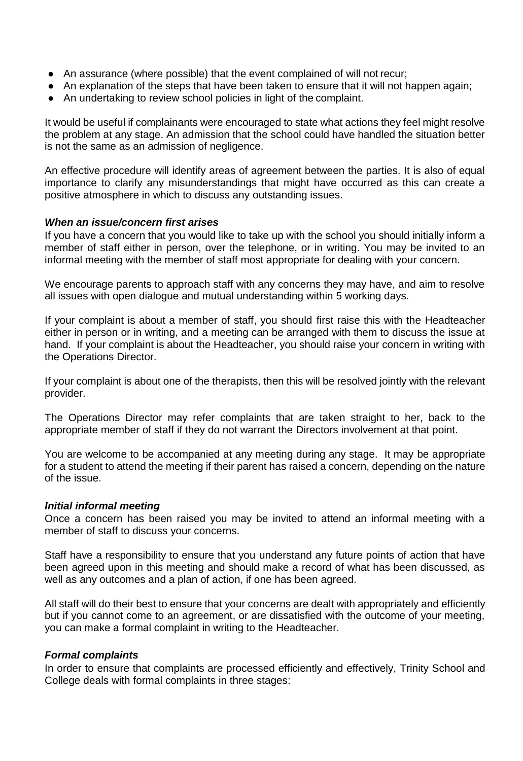- An assurance (where possible) that the event complained of will not recur;
- An explanation of the steps that have been taken to ensure that it will not happen again;
- An undertaking to review school policies in light of the complaint.

It would be useful if complainants were encouraged to state what actions they feel might resolve the problem at any stage. An admission that the school could have handled the situation better is not the same as an admission of negligence.

An effective procedure will identify areas of agreement between the parties. It is also of equal importance to clarify any misunderstandings that might have occurred as this can create a positive atmosphere in which to discuss any outstanding issues.

***When an issue/concern first arises***

If you have a concern that you would like to take up with the school you should initially inform a member of staff either in person, over the telephone, or in writing. You may be invited to an informal meeting with the member of staff most appropriate for dealing with your concern.

We encourage parents to approach staff with any concerns they may have, and aim to resolve all issues with open dialogue and mutual understanding within 5 working days.

If your complaint is about a member of staff, you should first raise this with the Headteacher either in person or in writing, and a meeting can be arranged with them to discuss the issue at hand. If your complaint is about the Headteacher, you should raise your concern in writing with the Operations Director.

If your complaint is about one of the therapists, then this will be resolved jointly with the relevant provider.

The Operations Director may refer complaints that are taken straight to her, back to the appropriate member of staff if they do not warrant the Directors involvement at that point.

You are welcome to be accompanied at any meeting during any stage. It may be appropriate for a student to attend the meeting if their parent has raised a concern, depending on the nature of the issue.

***Initial informal meeting***

Once a concern has been raised you may be invited to attend an informal meeting with a member of staff to discuss your concerns.

Staff have a responsibility to ensure that you understand any future points of action that have been agreed upon in this meeting and should make a record of what has been discussed, as well as any outcomes and a plan of action, if one has been agreed.

All staff will do their best to ensure that your concerns are dealt with appropriately and efficiently but if you cannot come to an agreement, or are dissatisfied with the outcome of your meeting, you can make a formal complaint in writing to the Headteacher.

***Formal complaints***

In order to ensure that complaints are processed efficiently and effectively, Trinity School and College deals with formal complaints in three stages: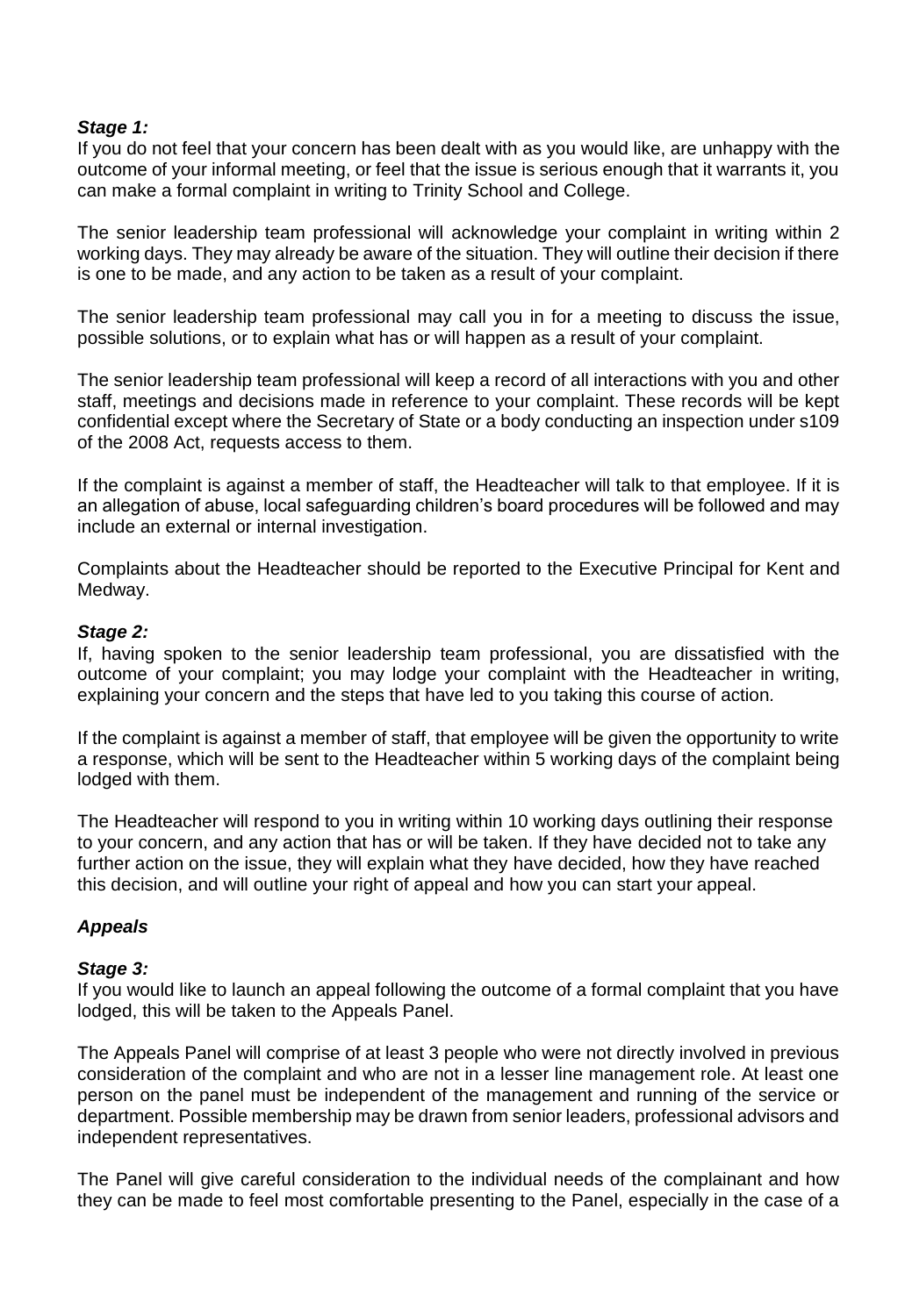***Stage 1:***

If you do not feel that your concern has been dealt with as you would like, are unhappy with the outcome of your informal meeting, or feel that the issue is serious enough that it warrants it, you can make a formal complaint in writing to Trinity School and College.

The senior leadership team professional will acknowledge your complaint in writing within 2 working days. They may already be aware of the situation. They will outline their decision if there is one to be made, and any action to be taken as a result of your complaint.

The senior leadership team professional may call you in for a meeting to discuss the issue, possible solutions, or to explain what has or will happen as a result of your complaint.

The senior leadership team professional will keep a record of all interactions with you and other staff, meetings and decisions made in reference to your complaint. These records will be kept confidential except where the Secretary of State or a body conducting an inspection under s109 of the 2008 Act, requests access to them.

If the complaint is against a member of staff, the Headteacher will talk to that employee. If it is an allegation of abuse, local safeguarding children's board procedures will be followed and may include an external or internal investigation.

Complaints about the Headteacher should be reported to the Executive Principal for Kent and Medway.

***Stage 2:***

If, having spoken to the senior leadership team professional, you are dissatisfied with the outcome of your complaint; you may lodge your complaint with the Headteacher in writing, explaining your concern and the steps that have led to you taking this course of action.

If the complaint is against a member of staff, that employee will be given the opportunity to write a response, which will be sent to the Headteacher within 5 working days of the complaint being lodged with them.

The Headteacher will respond to you in writing within 10 working days outlining their response to your concern, and any action that has or will be taken. If they have decided not to take any further action on the issue, they will explain what they have decided, how they have reached this decision, and will outline your right of appeal and how you can start your appeal.

***Appeals***

***Stage 3:***

If you would like to launch an appeal following the outcome of a formal complaint that you have lodged, this will be taken to the Appeals Panel.

The Appeals Panel will comprise of at least 3 people who were not directly involved in previous consideration of the complaint and who are not in a lesser line management role. At least one person on the panel must be independent of the management and running of the service or department. Possible membership may be drawn from senior leaders, professional advisors and independent representatives.

The Panel will give careful consideration to the individual needs of the complainant and how they can be made to feel most comfortable presenting to the Panel, especially in the case of a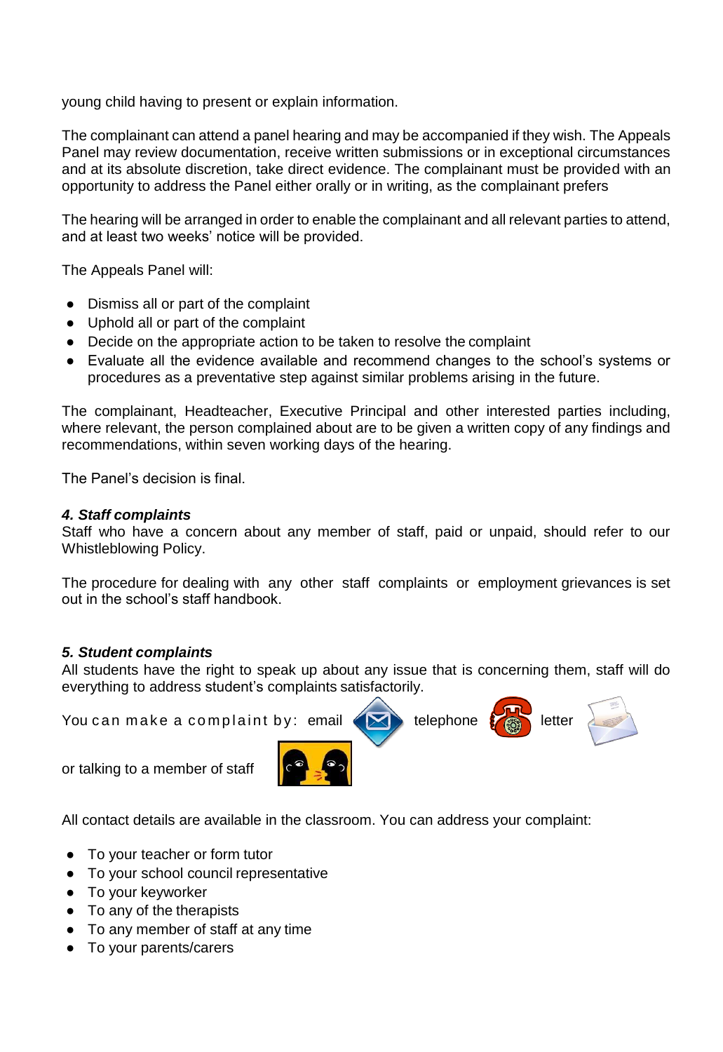young child having to present or explain information.

The complainant can attend a panel hearing and may be accompanied if they wish. The Appeals Panel may review documentation, receive written submissions or in exceptional circumstances and at its absolute discretion, take direct evidence. The complainant must be provided with an opportunity to address the Panel either orally or in writing, as the complainant prefers

The hearing will be arranged in order to enable the complainant and all relevant parties to attend, and at least two weeks' notice will be provided.

The Appeals Panel will:

- Dismiss all or part of the complaint
- Uphold all or part of the complaint
- Decide on the appropriate action to be taken to resolve the complaint
- Evaluate all the evidence available and recommend changes to the school's systems or procedures as a preventative step against similar problems arising in the future.

The complainant, Headteacher, Executive Principal and other interested parties including, where relevant, the person complained about are to be given a written copy of any findings and recommendations, within seven working days of the hearing.

The Panel's decision is final.

***4. Staff complaints***

Staff who have a concern about any member of staff, paid or unpaid, should refer to our Whistleblowing Policy.

The procedure for dealing with any other staff complaints or employment grievances is set out in the school's staff handbook.

***5. Student complaints***

All students have the right to speak up about any issue that is concerning them, staff will do everything to address student's complaints satisfactorily.

You can make a complaint by: email telephone letter

or talking to a member of staff

All contact details are available in the classroom. You can address your complaint:

- To your teacher or form tutor
- To your school council representative
- To your keyworker
- To any of the therapists
- To any member of staff at any time
- To your parents/carers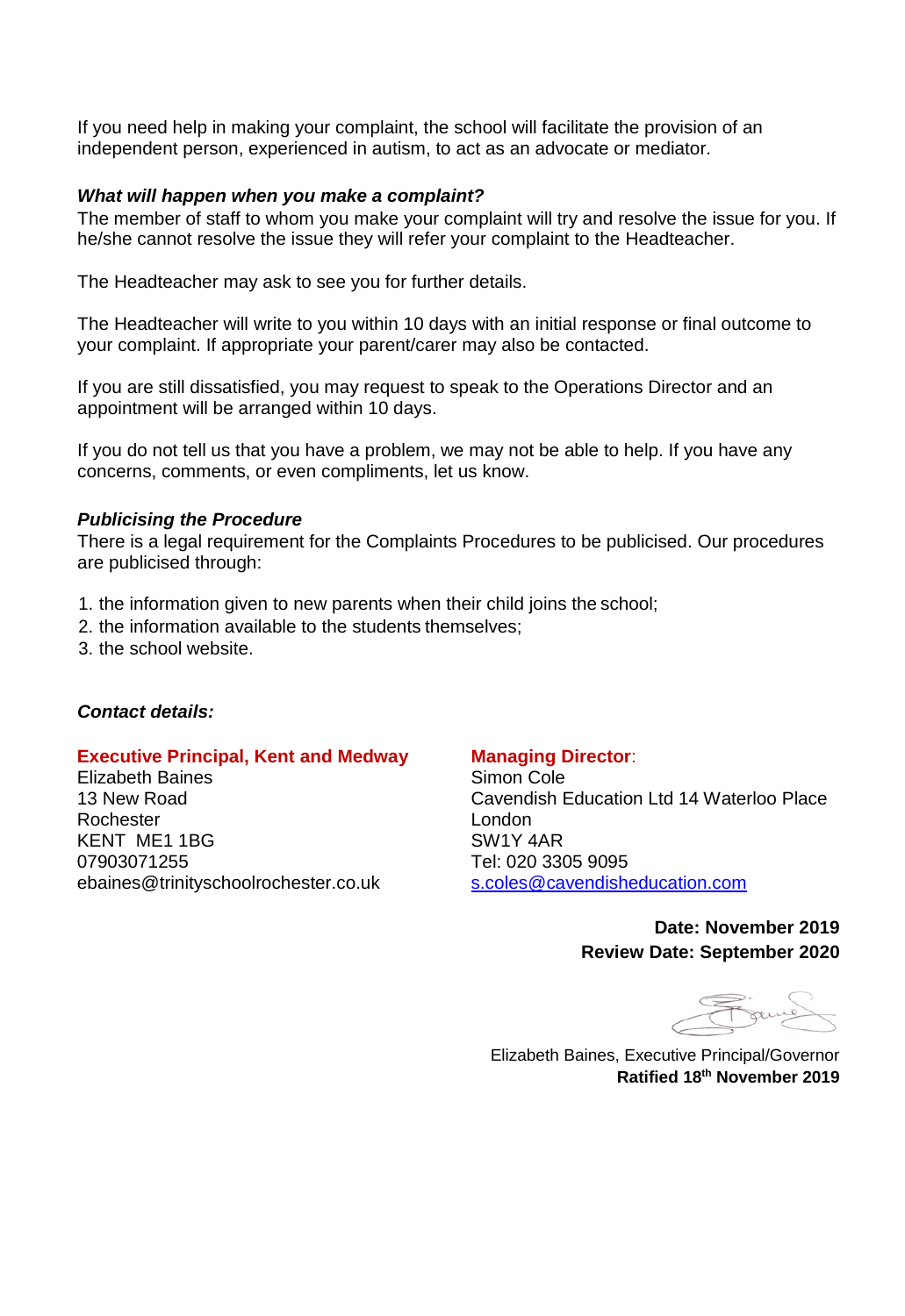If you need help in making your complaint, the school will facilitate the provision of an independent person, experienced in autism, to act as an advocate or mediator.

***What will happen when you make a complaint?***

The member of staff to whom you make your complaint will try and resolve the issue for you. If he/she cannot resolve the issue they will refer your complaint to the Headteacher.

The Headteacher may ask to see you for further details.

The Headteacher will write to you within 10 days with an initial response or final outcome to your complaint. If appropriate your parent/carer may also be contacted.

If you are still dissatisfied, you may request to speak to the Operations Director and an appointment will be arranged within 10 days.

If you do not tell us that you have a problem, we may not be able to help. If you have any concerns, comments, or even compliments, let us know.

***Publicising the Procedure***

There is a legal requirement for the Complaints Procedures to be publicised. Our procedures are publicised through:

1. the information given to new parents when their child joins the school;
2. the information available to the students themselves;
3. the school website.

***Contact details:***

**Executive Principal, Kent and Medway**
Elizabeth Baines
13 New Road
Rochester
KENT ME1 1BG
07903071255
ebaines@trinityschoolrochester.co.uk

**Managing Director**:
Simon Cole
Cavendish Education Ltd 14 Waterloo Place
London
SW1Y 4AR
Tel: 020 3305 9095
s.coles@cavendisheducation.com

**Date: November 2019**
**Review Date: September 2020**

Elizabeth Baines, Executive Principal/Governor
**Ratified 18th November 2019**